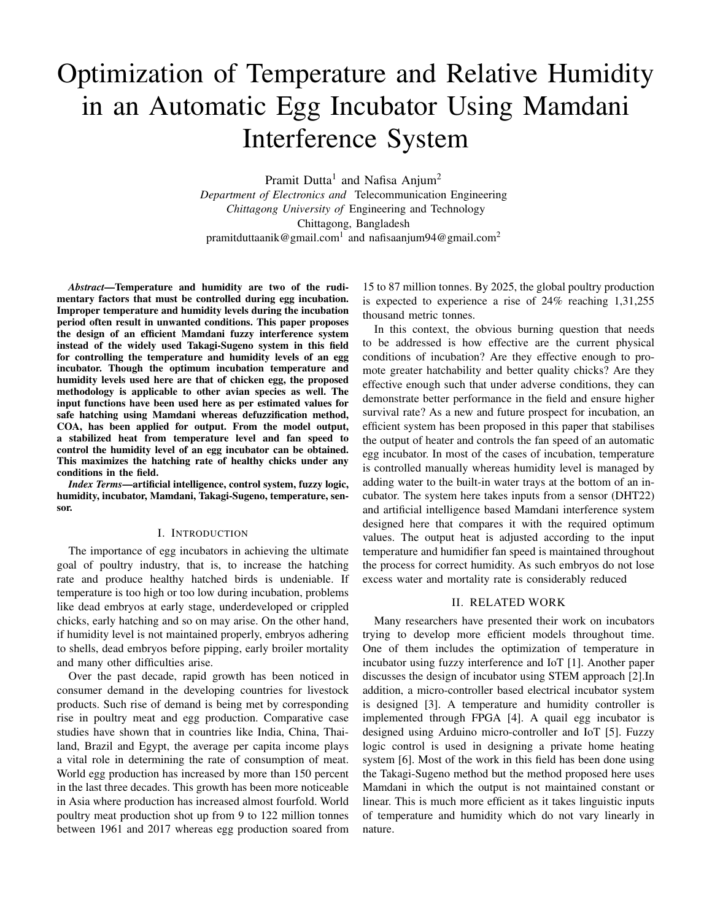# Optimization of Temperature and Relative Humidity in an Automatic Egg Incubator Using Mamdani Interference System

Pramit Dutta[1] and Nafisa Anjum[2]

*Department of Electronics and* Telecommunication Engineering
*Chittagong University of* Engineering and Technology
Chittagong, Bangladesh
pramitduttaanik@gmail.com[1] and nafisaanjum94@gmail.com[2]

***Abstract*—Temperature and humidity are two of the rudimentary factors that must be controlled during egg incubation. Improper temperature and humidity levels during the incubation period often result in unwanted conditions. This paper proposes the design of an efficient Mamdani fuzzy interference system instead of the widely used Takagi-Sugeno system in this field for controlling the temperature and humidity levels of an egg incubator. Though the optimum incubation temperature and humidity levels used here are that of chicken egg, the proposed methodology is applicable to other avian species as well. The input functions have been used here as per estimated values for safe hatching using Mamdani whereas defuzzification method, COA, has been applied for output. From the model output, a stabilized heat from temperature level and fan speed to control the humidity level of an egg incubator can be obtained. This maximizes the hatching rate of healthy chicks under any conditions in the field.**

***Index Terms*—artificial intelligence, control system, fuzzy logic, humidity, incubator, Mamdani, Takagi-Sugeno, temperature, sensor.**

## I. Introduction

The importance of egg incubators in achieving the ultimate goal of poultry industry, that is, to increase the hatching rate and produce healthy hatched birds is undeniable. If temperature is too high or too low during incubation, problems like dead embryos at early stage, underdeveloped or crippled chicks, early hatching and so on may arise. On the other hand, if humidity level is not maintained properly, embryos adhering to shells, dead embryos before pipping, early broiler mortality and many other difficulties arise.

Over the past decade, rapid growth has been noticed in consumer demand in the developing countries for livestock products. Such rise of demand is being met by corresponding rise in poultry meat and egg production. Comparative case studies have shown that in countries like India, China, Thailand, Brazil and Egypt, the average per capita income plays a vital role in determining the rate of consumption of meat. World egg production has increased by more than 150 percent in the last three decades. This growth has been more noticeable in Asia where production has increased almost fourfold. World poultry meat production shot up from 9 to 122 million tonnes between 1961 and 2017 whereas egg production soared from 15 to 87 million tonnes. By 2025, the global poultry production is expected to experience a rise of 24% reaching 1,31,255 thousand metric tonnes.

In this context, the obvious burning question that needs to be addressed is how effective are the current physical conditions of incubation? Are they effective enough to promote greater hatchability and better quality chicks? Are they effective enough such that under adverse conditions, they can demonstrate better performance in the field and ensure higher survival rate? As a new and future prospect for incubation, an efficient system has been proposed in this paper that stabilises the output of heater and controls the fan speed of an automatic egg incubator. In most of the cases of incubation, temperature is controlled manually whereas humidity level is managed by adding water to the built-in water trays at the bottom of an incubator. The system here takes inputs from a sensor (DHT22) and artificial intelligence based Mamdani interference system designed here that compares it with the required optimum values. The output heat is adjusted according to the input temperature and humidifier fan speed is maintained throughout the process for correct humidity. As such embryos do not lose excess water and mortality rate is considerably reduced

## II. Related Work

Many researchers have presented their work on incubators trying to develop more efficient models throughout time. One of them includes the optimization of temperature in incubator using fuzzy interference and IoT [1]. Another paper discusses the design of incubator using STEM approach [2].In addition, a micro-controller based electrical incubator system is designed [3]. A temperature and humidity controller is implemented through FPGA [4]. A quail egg incubator is designed using Arduino micro-controller and IoT [5]. Fuzzy logic control is used in designing a private home heating system [6]. Most of the work in this field has been done using the Takagi-Sugeno method but the method proposed here uses Mamdani in which the output is not maintained constant or linear. This is much more efficient as it takes linguistic inputs of temperature and humidity which do not vary linearly in nature.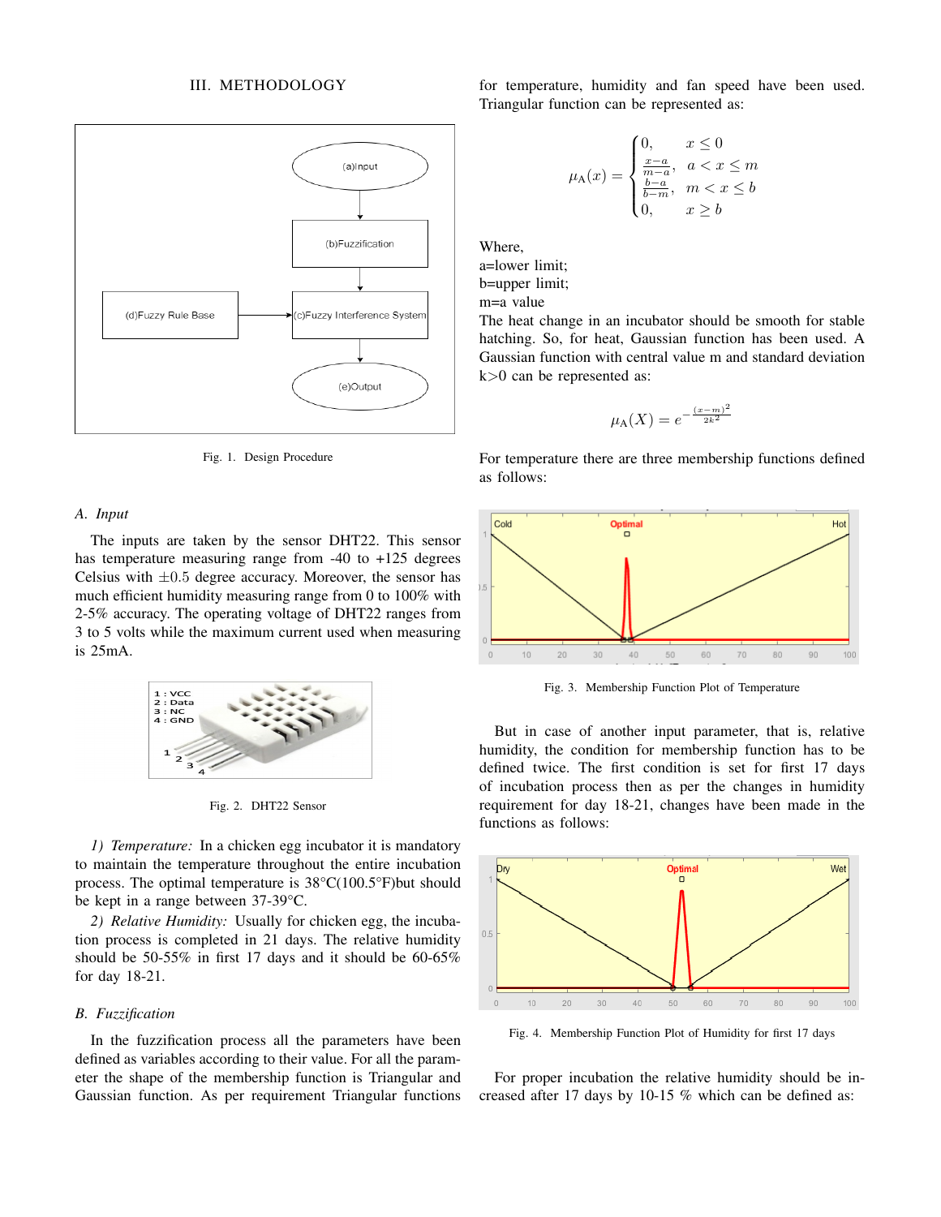## III. METHODOLOGY

Fig. 1. Design Procedure

### A. Input

The inputs are taken by the sensor DHT22. This sensor has temperature measuring range from -40 to +125 degrees Celsius with $\pm 0.5$ degree accuracy. Moreover, the sensor has much efficient humidity measuring range from 0 to 100% with 2-5% accuracy. The operating voltage of DHT22 ranges from 3 to 5 volts while the maximum current used when measuring is 25mA.

Fig. 2. DHT22 Sensor

*1) Temperature:* In a chicken egg incubator it is mandatory to maintain the temperature throughout the entire incubation process. The optimal temperature is 38°C(100.5°F)but should be kept in a range between 37-39°C.

*2) Relative Humidity:* Usually for chicken egg, the incubation process is completed in 21 days. The relative humidity should be 50-55% in first 17 days and it should be 60-65% for day 18-21.

### B. Fuzzification

In the fuzzification process all the parameters have been defined as variables according to their value. For all the parameter the shape of the membership function is Triangular and Gaussian function. As per requirement Triangular functions for temperature, humidity and fan speed have been used. Triangular function can be represented as:

$$\mu_{\mathrm{A}}(x) = \begin{cases} 0, & x \leq 0 \\ \frac{x-a}{m-a}, & a < x \leq m \\ \frac{b-a}{b-m}, & m < x \leq b \\ 0, & x \geq b \end{cases}$$

Where,
a=lower limit;
b=upper limit;
m=a value

The heat change in an incubator should be smooth for stable hatching. So, for heat, Gaussian function has been used. A Gaussian function with central value m and standard deviation k>0 can be represented as:

$$\mu_{\mathrm{A}}(X) = e^{-\frac{(x-m)^2}{2k^2}}$$

For temperature there are three membership functions defined as follows:

Fig. 3. Membership Function Plot of Temperature

But in case of another input parameter, that is, relative humidity, the condition for membership function has to be defined twice. The first condition is set for first 17 days of incubation process then as per the changes in humidity requirement for day 18-21, changes have been made in the functions as follows:

Fig. 4. Membership Function Plot of Humidity for first 17 days

For proper incubation the relative humidity should be increased after 17 days by 10-15 % which can be defined as: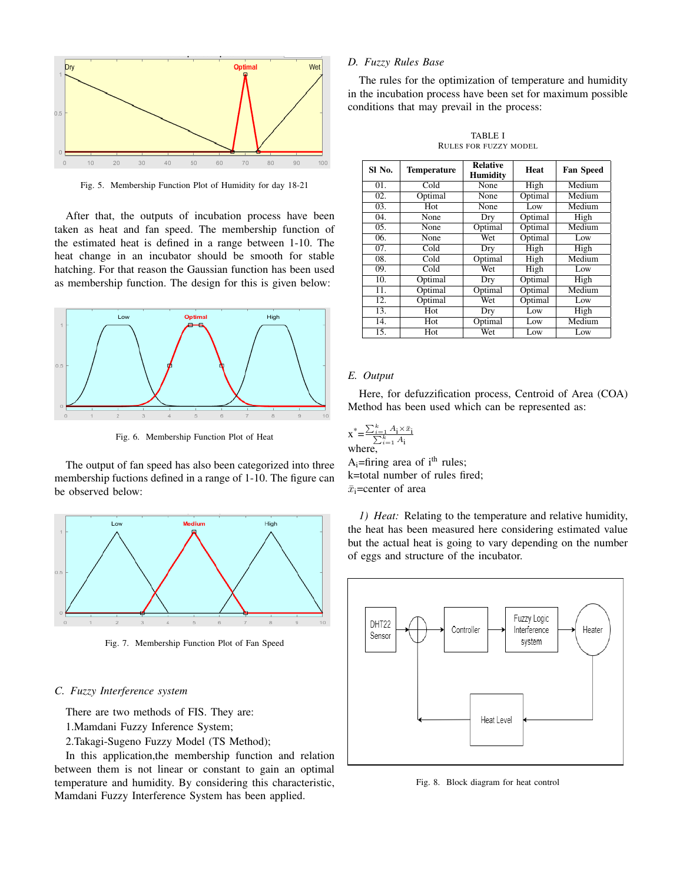Fig. 5. Membership Function Plot of Humidity for day 18-21

After that, the outputs of incubation process have been taken as heat and fan speed. The membership function of the estimated heat is defined in a range between 1-10. The heat change in an incubator should be smooth for stable hatching. For that reason the Gaussian function has been used as membership function. The design for this is given below:

Fig. 6. Membership Function Plot of Heat

The output of fan speed has also been categorized into three membership fuctions defined in a range of 1-10. The figure can be observed below:

Fig. 7. Membership Function Plot of Fan Speed

### C. *Fuzzy Interference system*

There are two methods of FIS. They are:

1.Mamdani Fuzzy Inference System;

2.Takagi-Sugeno Fuzzy Model (TS Method);

In this application,the membership function and relation between them is not linear or constant to gain an optimal temperature and humidity. By considering this characteristic, Mamdani Fuzzy Interference System has been applied.

### D. *Fuzzy Rules Base*

The rules for the optimization of temperature and humidity in the incubation process have been set for maximum possible conditions that may prevail in the process:

TABLE I
RULES FOR FUZZY MODEL

| Sl No. | Temperature | Relative Humidity | Heat | Fan Speed |
|---|---|---|---|---|
| 01. | Cold | None | High | Medium |
| 02. | Optimal | None | Optimal | Medium |
| 03. | Hot | None | Low | Medium |
| 04. | None | Dry | Optimal | High |
| 05. | None | Optimal | Optimal | Medium |
| 06. | None | Wet | Optimal | Low |
| 07. | Cold | Dry | High | High |
| 08. | Cold | Optimal | High | Medium |
| 09. | Cold | Wet | High | Low |
| 10. | Optimal | Dry | Optimal | High |
| 11. | Optimal | Optimal | Optimal | Medium |
| 12. | Optimal | Wet | Optimal | Low |
| 13. | Hot | Dry | Low | High |
| 14. | Hot | Optimal | Low | Medium |
| 15. | Hot | Wet | Low | Low |

### E. *Output*

Here, for defuzzification process, Centroid of Area (COA) Method has been used which can be represented as:

$$x^* = \frac{\sum_{i=1}^{k} A_i \times \bar{x}_i}{\sum_{i=1}^{k} A_i}$$

where,

$A_i$=firing area of $i^{th}$ rules;

k=total number of rules fired;

$\bar{x}_i$=center of area

*1) Heat:* Relating to the temperature and relative humidity, the heat has been measured here considering estimated value but the actual heat is going to vary depending on the number of eggs and structure of the incubator.

Fig. 8. Block diagram for heat control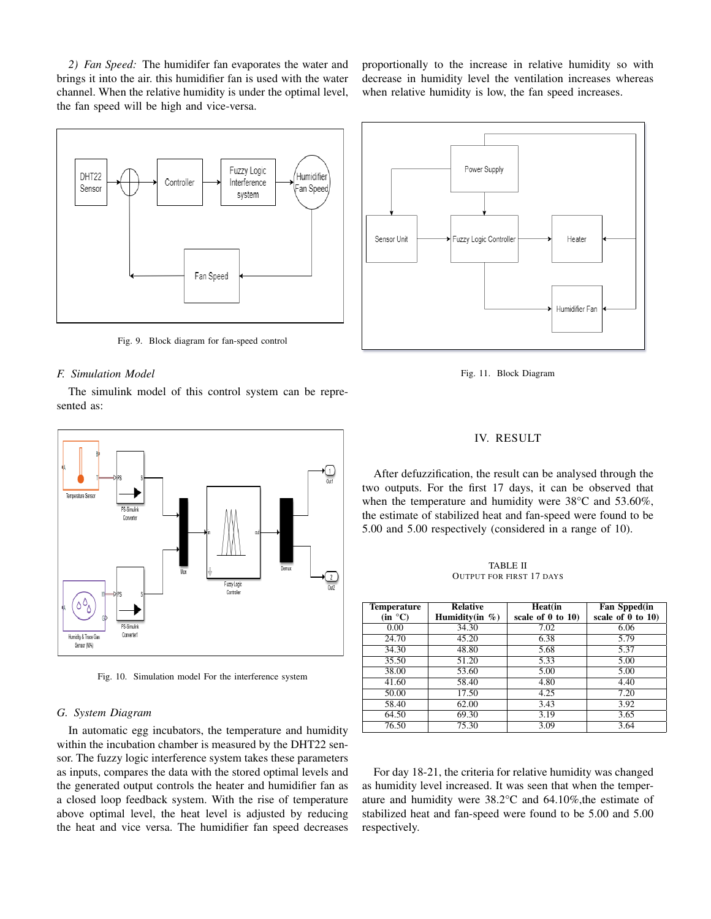*2) Fan Speed:* The humidifer fan evaporates the water and brings it into the air. this humidifier fan is used with the water channel. When the relative humidity is under the optimal level, the fan speed will be high and vice-versa.

Fig. 9. Block diagram for fan-speed control

### F. Simulation Model

The simulink model of this control system can be represented as:

Fig. 10. Simulation model For the interference system

### G. System Diagram

In automatic egg incubators, the temperature and humidity within the incubation chamber is measured by the DHT22 sensor. The fuzzy logic interference system takes these parameters as inputs, compares the data with the stored optimal levels and the generated output controls the heater and humidifier fan as a closed loop feedback system. With the rise of temperature above optimal level, the heat level is adjusted by reducing the heat and vice versa. The humidifier fan speed decreases proportionally to the increase in relative humidity so with decrease in humidity level the ventilation increases whereas when relative humidity is low, the fan speed increases.

Fig. 11. Block Diagram

## IV. RESULT

After defuzzification, the result can be analysed through the two outputs. For the first 17 days, it can be observed that when the temperature and humidity were 38°C and 53.60%, the estimate of stabilized heat and fan-speed were found to be 5.00 and 5.00 respectively (considered in a range of 10).

TABLE II
OUTPUT FOR FIRST 17 DAYS

| Temperature (in °C) | Relative Humidity(in %) | Heat(in scale of 0 to 10) | Fan Spped(in scale of 0 to 10) |
|---|---|---|---|
| 0.00 | 34.30 | 7.02 | 6.06 |
| 24.70 | 45.20 | 6.38 | 5.79 |
| 34.30 | 48.80 | 5.68 | 5.37 |
| 35.50 | 51.20 | 5.33 | 5.00 |
| 38.00 | 53.60 | 5.00 | 5.00 |
| 41.60 | 58.40 | 4.80 | 4.40 |
| 50.00 | 17.50 | 4.25 | 7.20 |
| 58.40 | 62.00 | 3.43 | 3.92 |
| 64.50 | 69.30 | 3.19 | 3.65 |
| 76.50 | 75.30 | 3.09 | 3.64 |

For day 18-21, the criteria for relative humidity was changed as humidity level increased. It was seen that when the temperature and humidity were 38.2°C and 64.10%,the estimate of stabilized heat and fan-speed were found to be 5.00 and 5.00 respectively.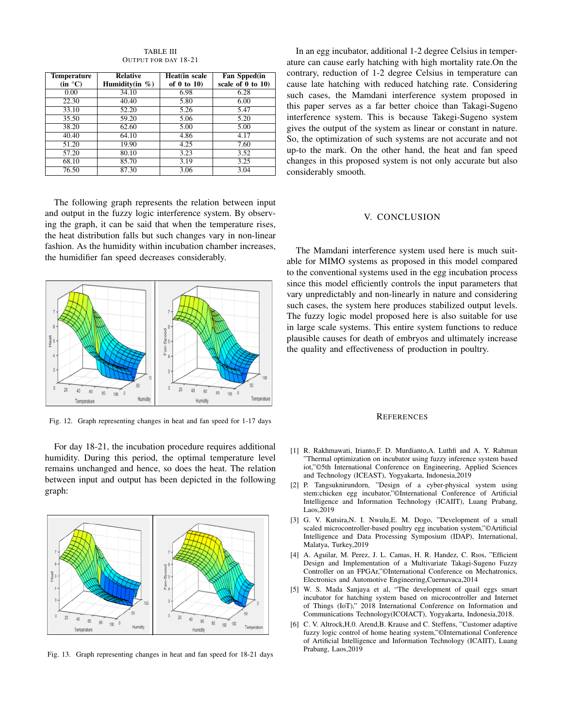TABLE III
OUTPUT FOR DAY 18-21

| Temperature (in °C) | Relative Humidity(in %) | Heat(in scale of 0 to 10) | Fan Spped(in scale of 0 to 10) |
|---|---|---|---|
| 0.00 | 34.10 | 6.98 | 6.28 |
| 22.30 | 40.40 | 5.80 | 6.00 |
| 33.10 | 52.20 | 5.26 | 5.47 |
| 35.50 | 59.20 | 5.06 | 5.20 |
| 38.20 | 62.60 | 5.00 | 5.00 |
| 40.40 | 64.10 | 4.86 | 4.17 |
| 51.20 | 19.90 | 4.25 | 7.60 |
| 57.20 | 80.10 | 3.23 | 3.52 |
| 68.10 | 85.70 | 3.19 | 3.25 |
| 76.50 | 87.30 | 3.06 | 3.04 |

The following graph represents the relation between input and output in the fuzzy logic interference system. By observing the graph, it can be said that when the temperature rises, the heat distribution falls but such changes vary in non-linear fashion. As the humidity within incubation chamber increases, the humidifier fan speed decreases considerably.

Heat
Temperature
Humidity
Fan-Speed
Humidity
Temperature

Fig. 12. Graph representing changes in heat and fan speed for 1-17 days

For day 18-21, the incubation procedure requires additional humidity. During this period, the optimal temperature level remains unchanged and hence, so does the heat. The relation between input and output has been depicted in the following graph:

Heat
Temperature
Humidity
Fan-Speed
Humidity
Temperature

Fig. 13. Graph representing changes in heat and fan speed for 18-21 days

In an egg incubator, additional 1-2 degree Celsius in temperature can cause early hatching with high mortality rate.On the contrary, reduction of 1-2 degree Celsius in temperature can cause late hatching with reduced hatching rate. Considering such cases, the Mamdani interference system proposed in this paper serves as a far better choice than Takagi-Sugeno interference system. This is because Takegi-Sugeno system gives the output of the system as linear or constant in nature. So, the optimization of such systems are not accurate and not up-to the mark. On the other hand, the heat and fan speed changes in this proposed system is not only accurate but also considerably smooth.

## V. CONCLUSION

The Mamdani interference system used here is much suitable for MIMO systems as proposed in this model compared to the conventional systems used in the egg incubation process since this model efficiently controls the input parameters that vary unpredictably and non-linearly in nature and considering such cases, the system here produces stabilized output levels. The fuzzy logic model proposed here is also suitable for use in large scale systems. This entire system functions to reduce plausible causes for death of embryos and ultimately increase the quality and effectiveness of production in poultry.

## REFERENCES

[1] R. Rakhmawati, Irianto,F. D. Murdianto,A. Luthfi and A. Y. Rahman "Thermal optimization on incubator using fuzzy inference system based iot,"©5th International Conference on Engineering, Applied Sciences and Technology (ICEAST), Yogyakarta, Indonesia,2019

[2] P. Tangsuknirundorn, "Design of a cyber-physical system using stem:chicken egg incubator,"©International Conference of Artificial Intelligence and Information Technology (ICAIIT), Luang Prabang, Laos,2019

[3] G. V. Kutsira,N. I. Nwulu,E. M. Dogo, "Development of a small scaled microcontroller-based poultry egg incubation system,"©Artificial Intelligence and Data Processing Symposium (IDAP), International, Malatya, Turkey,2019

[4] A. Aguilar, M. Perez, J. L. Camas, H. R. Handez, C. Rıos, "Efficient Design and Implementation of a Multivariate Takagi-Sugeno Fuzzy Controller on an FPGAr,"©International Conference on Mechatronics, Electronics and Automotive Engineering,Cuernavaca,2014

[5] W. S. Mada Sanjaya et al, "The development of quail eggs smart incubator for hatching system based on microcontroller and Internet of Things (IoT)," 2018 International Conference on Information and Communications Technology(ICOIACT), Yogyakarta, Indonesia,2018.

[6] C. V. Altrock,H.0. Arend,B. Krause and C. Steffens, "Customer adaptive fuzzy logic control of home heating system,"©International Conference of Artificial Intelligence and Information Technology (ICAIIT), Luang Prabang, Laos,2019